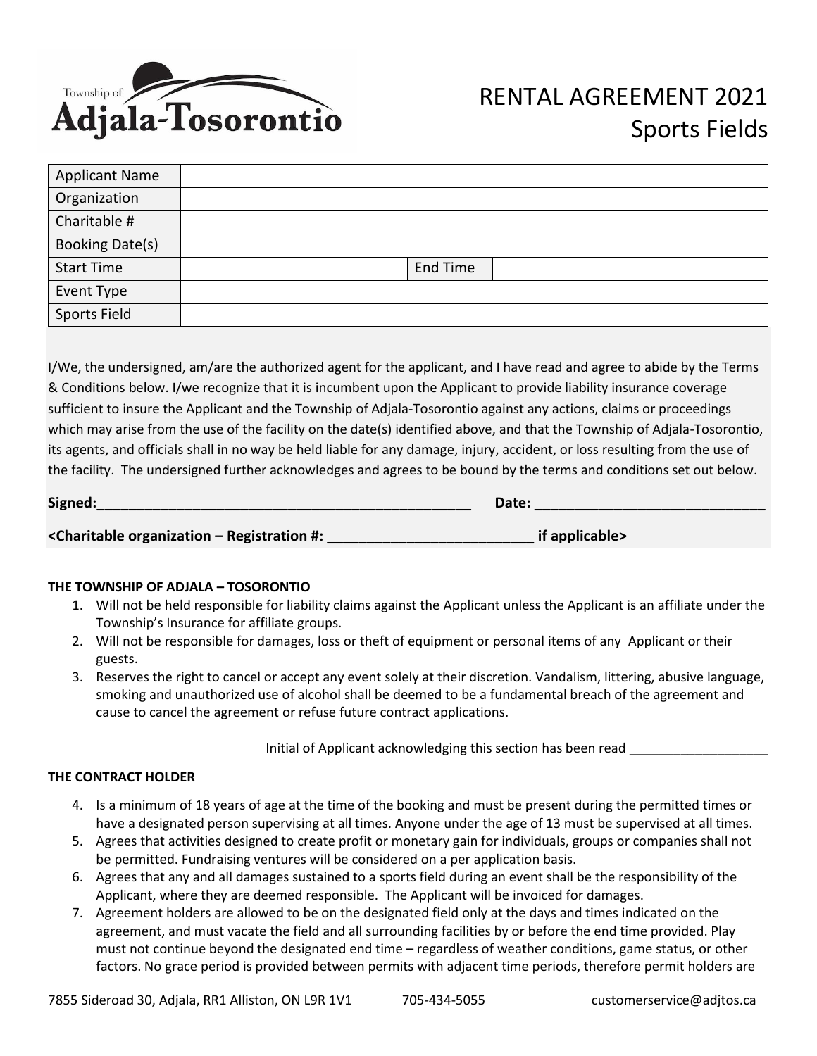Township of Adjala-Tosorontio

# RENTAL AGREEMENT 2021
## Sports Fields

| Applicant Name | | | |
|---|---|---|---|
| Organization | | | |
| Charitable # | | | |
| Booking Date(s) | | | |
| Start Time | | End Time | |
| Event Type | | | |
| Sports Field | | | |

I/We, the undersigned, am/are the authorized agent for the applicant, and I have read and agree to abide by the Terms & Conditions below. I/we recognize that it is incumbent upon the Applicant to provide liability insurance coverage sufficient to insure the Applicant and the Township of Adjala-Tosorontio against any actions, claims or proceedings which may arise from the use of the facility on the date(s) identified above, and that the Township of Adjala-Tosorontio, its agents, and officials shall in no way be held liable for any damage, injury, accident, or loss resulting from the use of the facility. The undersigned further acknowledges and agrees to be bound by the terms and conditions set out below.

**Signed:_________________________________________________ Date: ____________________________**

**<Charitable organization – Registration #: _________________________ if applicable>**

**THE TOWNSHIP OF ADJALA – TOSORONTIO**

1. Will not be held responsible for liability claims against the Applicant unless the Applicant is an affiliate under the Township's Insurance for affiliate groups.
2. Will not be responsible for damages, loss or theft of equipment or personal items of any Applicant or their guests.
3. Reserves the right to cancel or accept any event solely at their discretion. Vandalism, littering, abusive language, smoking and unauthorized use of alcohol shall be deemed to be a fundamental breach of the agreement and cause to cancel the agreement or refuse future contract applications.

Initial of Applicant acknowledging this section has been read ___________________

**THE CONTRACT HOLDER**

4. Is a minimum of 18 years of age at the time of the booking and must be present during the permitted times or have a designated person supervising at all times. Anyone under the age of 13 must be supervised at all times.
5. Agrees that activities designed to create profit or monetary gain for individuals, groups or companies shall not be permitted. Fundraising ventures will be considered on a per application basis.
6. Agrees that any and all damages sustained to a sports field during an event shall be the responsibility of the Applicant, where they are deemed responsible. The Applicant will be invoiced for damages.
7. Agreement holders are allowed to be on the designated field only at the days and times indicated on the agreement, and must vacate the field and all surrounding facilities by or before the end time provided. Play must not continue beyond the designated end time – regardless of weather conditions, game status, or other factors. No grace period is provided between permits with adjacent time periods, therefore permit holders are

7855 Sideroad 30, Adjala, RR1 Alliston, ON L9R 1V1 705-434-5055 customerservice@adjtos.ca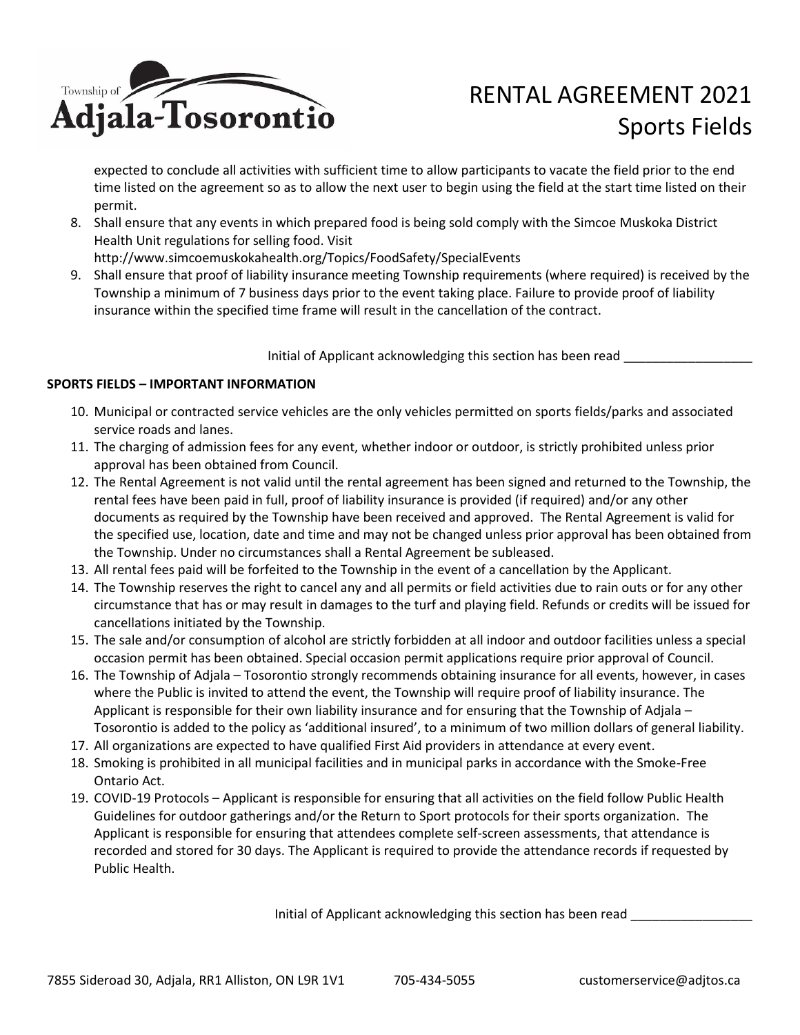# RENTAL AGREEMENT 2021
## Sports Fields

expected to conclude all activities with sufficient time to allow participants to vacate the field prior to the end time listed on the agreement so as to allow the next user to begin using the field at the start time listed on their permit.

8. Shall ensure that any events in which prepared food is being sold comply with the Simcoe Muskoka District Health Unit regulations for selling food. Visit http://www.simcoemuskokahealth.org/Topics/FoodSafety/SpecialEvents
9. Shall ensure that proof of liability insurance meeting Township requirements (where required) is received by the Township a minimum of 7 business days prior to the event taking place. Failure to provide proof of liability insurance within the specified time frame will result in the cancellation of the contract.

Initial of Applicant acknowledging this section has been read __________________

**SPORTS FIELDS – IMPORTANT INFORMATION**

10. Municipal or contracted service vehicles are the only vehicles permitted on sports fields/parks and associated service roads and lanes.
11. The charging of admission fees for any event, whether indoor or outdoor, is strictly prohibited unless prior approval has been obtained from Council.
12. The Rental Agreement is not valid until the rental agreement has been signed and returned to the Township, the rental fees have been paid in full, proof of liability insurance is provided (if required) and/or any other documents as required by the Township have been received and approved. The Rental Agreement is valid for the specified use, location, date and time and may not be changed unless prior approval has been obtained from the Township. Under no circumstances shall a Rental Agreement be subleased.
13. All rental fees paid will be forfeited to the Township in the event of a cancellation by the Applicant.
14. The Township reserves the right to cancel any and all permits or field activities due to rain outs or for any other circumstance that has or may result in damages to the turf and playing field. Refunds or credits will be issued for cancellations initiated by the Township.
15. The sale and/or consumption of alcohol are strictly forbidden at all indoor and outdoor facilities unless a special occasion permit has been obtained. Special occasion permit applications require prior approval of Council.
16. The Township of Adjala – Tosorontio strongly recommends obtaining insurance for all events, however, in cases where the Public is invited to attend the event, the Township will require proof of liability insurance. The Applicant is responsible for their own liability insurance and for ensuring that the Township of Adjala – Tosorontio is added to the policy as 'additional insured', to a minimum of two million dollars of general liability.
17. All organizations are expected to have qualified First Aid providers in attendance at every event.
18. Smoking is prohibited in all municipal facilities and in municipal parks in accordance with the Smoke-Free Ontario Act.
19. COVID-19 Protocols – Applicant is responsible for ensuring that all activities on the field follow Public Health Guidelines for outdoor gatherings and/or the Return to Sport protocols for their sports organization. The Applicant is responsible for ensuring that attendees complete self-screen assessments, that attendance is recorded and stored for 30 days. The Applicant is required to provide the attendance records if requested by Public Health.

Initial of Applicant acknowledging this section has been read _________________